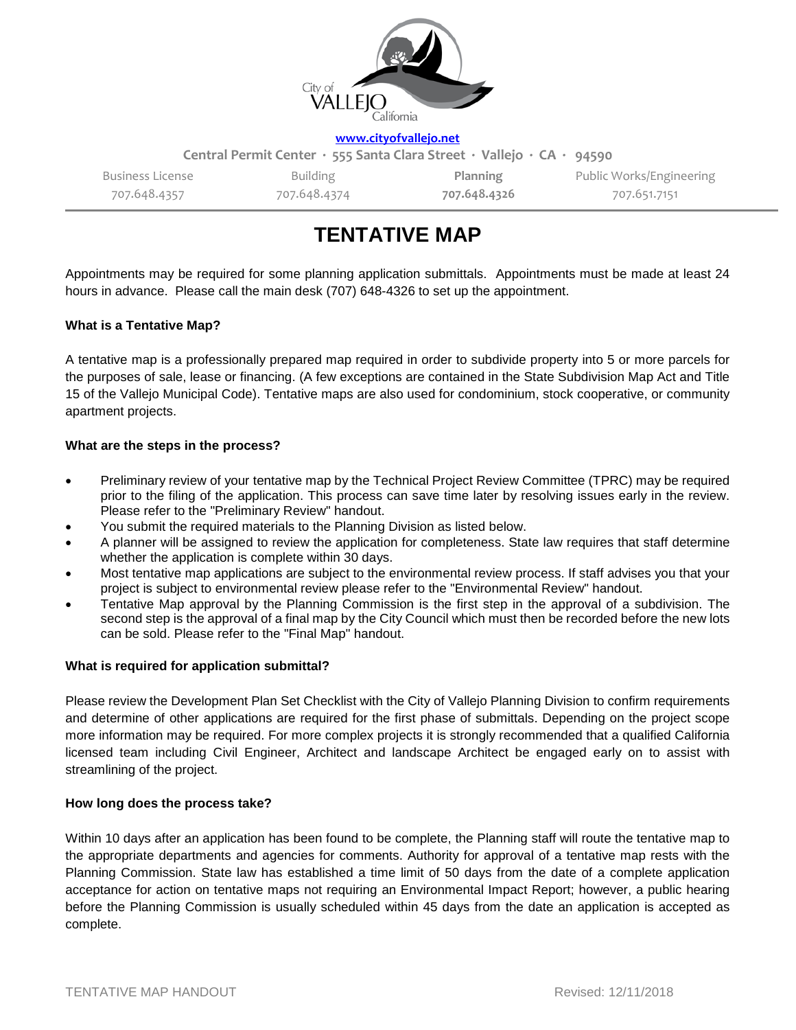www.cityofvallejo.net

Central Permit Center · 555 Santa Clara Street · Vallejo · CA · 94590

| Business License | Building | Planning | Public Works/Engineering |
|---|---|---|---|
| 707.648.4357 | 707.648.4374 | **707.648.4326** | 707.651.7151 |

# TENTATIVE MAP

Appointments may be required for some planning application submittals. Appointments must be made at least 24 hours in advance. Please call the main desk (707) 648-4326 to set up the appointment.

**What is a Tentative Map?**

A tentative map is a professionally prepared map required in order to subdivide property into 5 or more parcels for the purposes of sale, lease or financing. (A few exceptions are contained in the State Subdivision Map Act and Title 15 of the Vallejo Municipal Code). Tentative maps are also used for condominium, stock cooperative, or community apartment projects.

**What are the steps in the process?**

- Preliminary review of your tentative map by the Technical Project Review Committee (TPRC) may be required prior to the filing of the application. This process can save time later by resolving issues early in the review. Please refer to the "Preliminary Review" handout.
- You submit the required materials to the Planning Division as listed below.
- A planner will be assigned to review the application for completeness. State law requires that staff determine whether the application is complete within 30 days.
- Most tentative map applications are subject to the environmental review process. If staff advises you that your project is subject to environmental review please refer to the "Environmental Review" handout.
- Tentative Map approval by the Planning Commission is the first step in the approval of a subdivision. The second step is the approval of a final map by the City Council which must then be recorded before the new lots can be sold. Please refer to the "Final Map" handout.

**What is required for application submittal?**

Please review the Development Plan Set Checklist with the City of Vallejo Planning Division to confirm requirements and determine of other applications are required for the first phase of submittals. Depending on the project scope more information may be required. For more complex projects it is strongly recommended that a qualified California licensed team including Civil Engineer, Architect and landscape Architect be engaged early on to assist with streamlining of the project.

**How long does the process take?**

Within 10 days after an application has been found to be complete, the Planning staff will route the tentative map to the appropriate departments and agencies for comments. Authority for approval of a tentative map rests with the Planning Commission. State law has established a time limit of 50 days from the date of a complete application acceptance for action on tentative maps not requiring an Environmental Impact Report; however, a public hearing before the Planning Commission is usually scheduled within 45 days from the date an application is accepted as complete.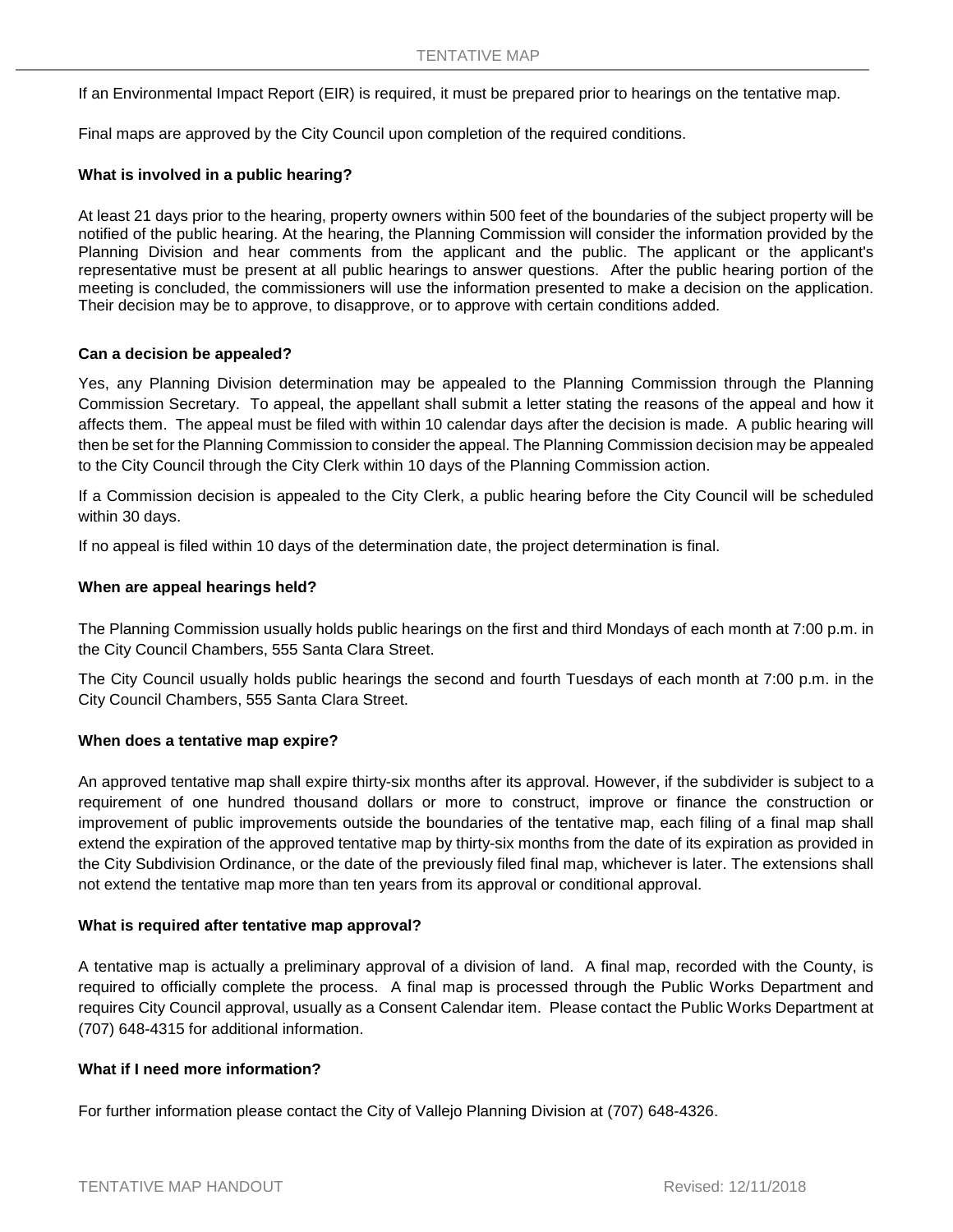If an Environmental Impact Report (EIR) is required, it must be prepared prior to hearings on the tentative map.

Final maps are approved by the City Council upon completion of the required conditions.

**What is involved in a public hearing?**

At least 21 days prior to the hearing, property owners within 500 feet of the boundaries of the subject property will be notified of the public hearing. At the hearing, the Planning Commission will consider the information provided by the Planning Division and hear comments from the applicant and the public. The applicant or the applicant's representative must be present at all public hearings to answer questions. After the public hearing portion of the meeting is concluded, the commissioners will use the information presented to make a decision on the application. Their decision may be to approve, to disapprove, or to approve with certain conditions added.

**Can a decision be appealed?**

Yes, any Planning Division determination may be appealed to the Planning Commission through the Planning Commission Secretary. To appeal, the appellant shall submit a letter stating the reasons of the appeal and how it affects them. The appeal must be filed with within 10 calendar days after the decision is made. A public hearing will then be set for the Planning Commission to consider the appeal. The Planning Commission decision may be appealed to the City Council through the City Clerk within 10 days of the Planning Commission action.

If a Commission decision is appealed to the City Clerk, a public hearing before the City Council will be scheduled within 30 days.

If no appeal is filed within 10 days of the determination date, the project determination is final.

**When are appeal hearings held?**

The Planning Commission usually holds public hearings on the first and third Mondays of each month at 7:00 p.m. in the City Council Chambers, 555 Santa Clara Street.

The City Council usually holds public hearings the second and fourth Tuesdays of each month at 7:00 p.m. in the City Council Chambers, 555 Santa Clara Street.

**When does a tentative map expire?**

An approved tentative map shall expire thirty-six months after its approval. However, if the subdivider is subject to a requirement of one hundred thousand dollars or more to construct, improve or finance the construction or improvement of public improvements outside the boundaries of the tentative map, each filing of a final map shall extend the expiration of the approved tentative map by thirty-six months from the date of its expiration as provided in the City Subdivision Ordinance, or the date of the previously filed final map, whichever is later. The extensions shall not extend the tentative map more than ten years from its approval or conditional approval.

**What is required after tentative map approval?**

A tentative map is actually a preliminary approval of a division of land. A final map, recorded with the County, is required to officially complete the process. A final map is processed through the Public Works Department and requires City Council approval, usually as a Consent Calendar item. Please contact the Public Works Department at (707) 648-4315 for additional information.

**What if I need more information?**

For further information please contact the City of Vallejo Planning Division at (707) 648-4326.